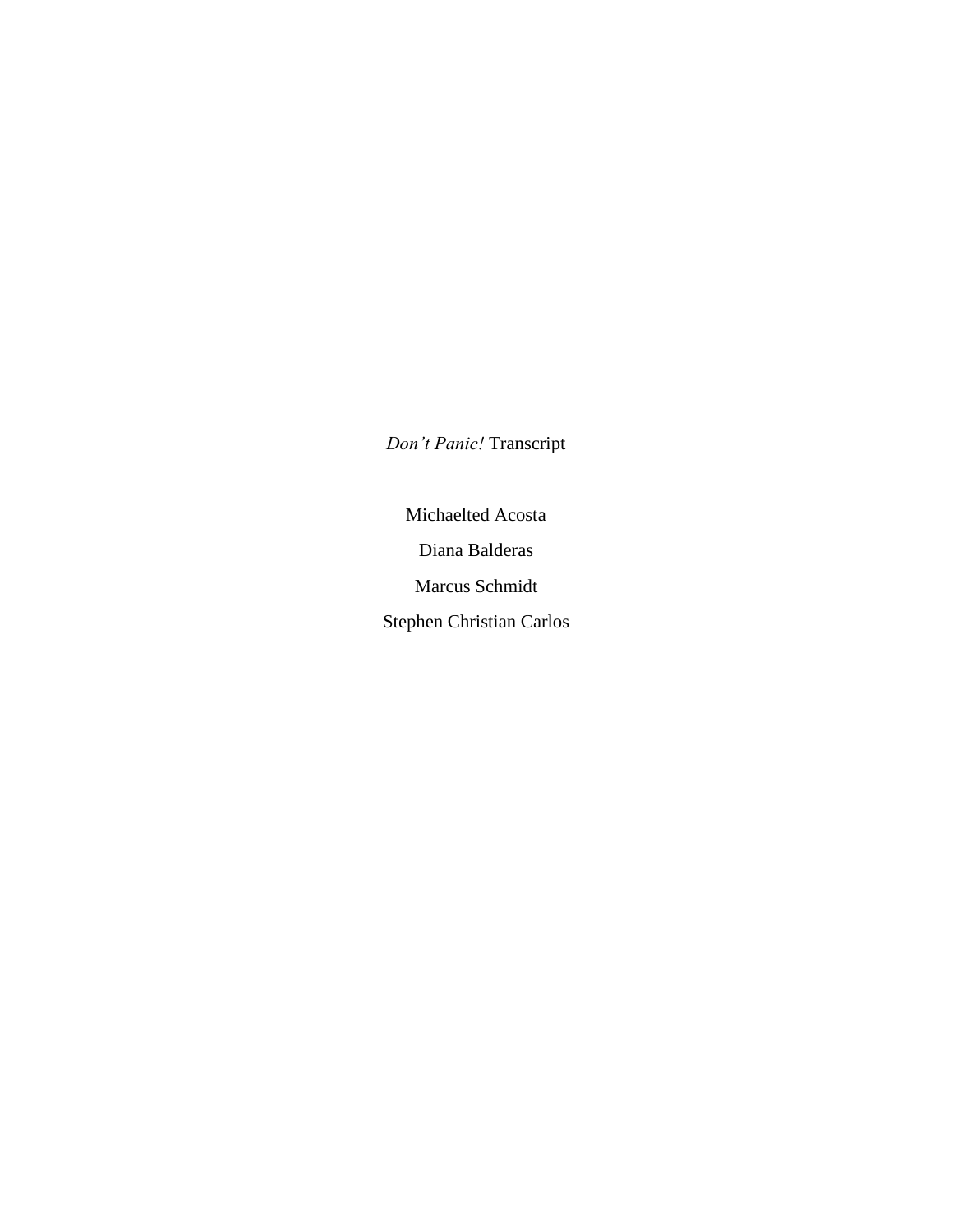*Don't Panic!* Transcript

Michaelted Acosta

Diana Balderas

Marcus Schmidt

Stephen Christian Carlos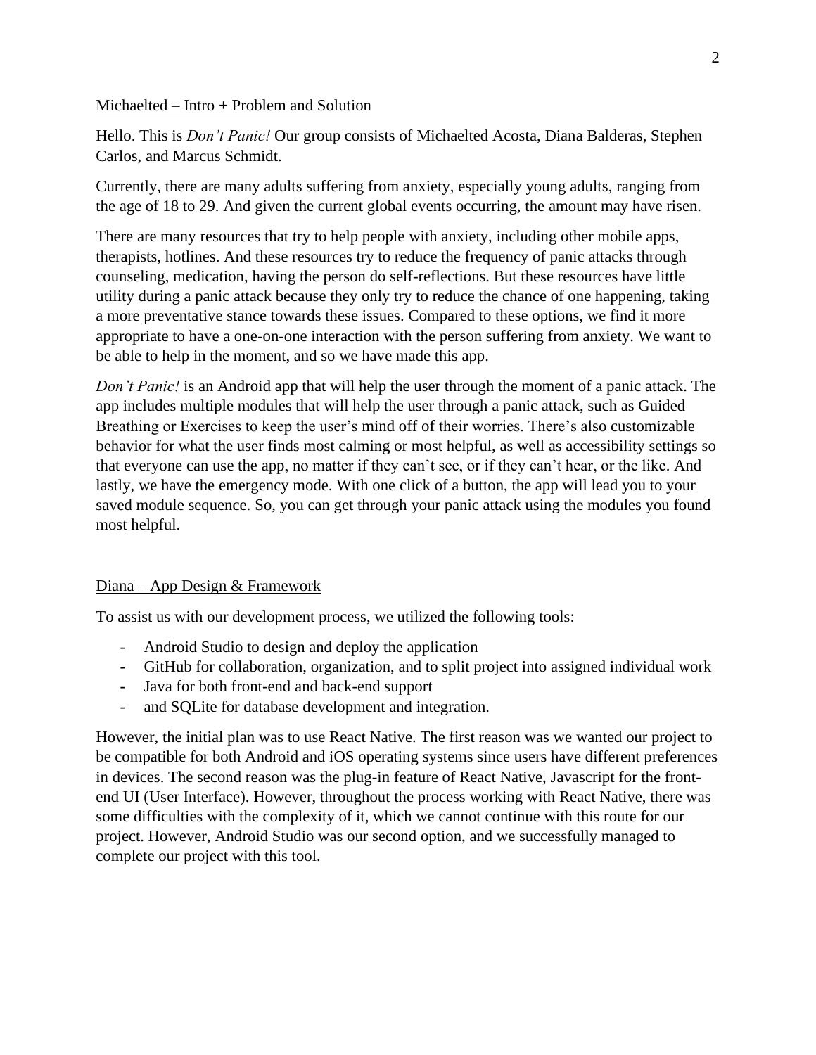<u>Michaelted – Intro + Problem and Solution</u>

Hello. This is *Don't Panic!* Our group consists of Michaelted Acosta, Diana Balderas, Stephen Carlos, and Marcus Schmidt.

Currently, there are many adults suffering from anxiety, especially young adults, ranging from the age of 18 to 29. And given the current global events occurring, the amount may have risen.

There are many resources that try to help people with anxiety, including other mobile apps, therapists, hotlines. And these resources try to reduce the frequency of panic attacks through counseling, medication, having the person do self-reflections. But these resources have little utility during a panic attack because they only try to reduce the chance of one happening, taking a more preventative stance towards these issues. Compared to these options, we find it more appropriate to have a one-on-one interaction with the person suffering from anxiety. We want to be able to help in the moment, and so we have made this app.

*Don't Panic!* is an Android app that will help the user through the moment of a panic attack. The app includes multiple modules that will help the user through a panic attack, such as Guided Breathing or Exercises to keep the user's mind off of their worries. There's also customizable behavior for what the user finds most calming or most helpful, as well as accessibility settings so that everyone can use the app, no matter if they can't see, or if they can't hear, or the like. And lastly, we have the emergency mode. With one click of a button, the app will lead you to your saved module sequence. So, you can get through your panic attack using the modules you found most helpful.

<u>Diana – App Design & Framework</u>

To assist us with our development process, we utilized the following tools:

- Android Studio to design and deploy the application
- GitHub for collaboration, organization, and to split project into assigned individual work
- Java for both front-end and back-end support
- and SQLite for database development and integration.

However, the initial plan was to use React Native. The first reason was we wanted our project to be compatible for both Android and iOS operating systems since users have different preferences in devices. The second reason was the plug-in feature of React Native, Javascript for the front-end UI (User Interface). However, throughout the process working with React Native, there was some difficulties with the complexity of it, which we cannot continue with this route for our project. However, Android Studio was our second option, and we successfully managed to complete our project with this tool.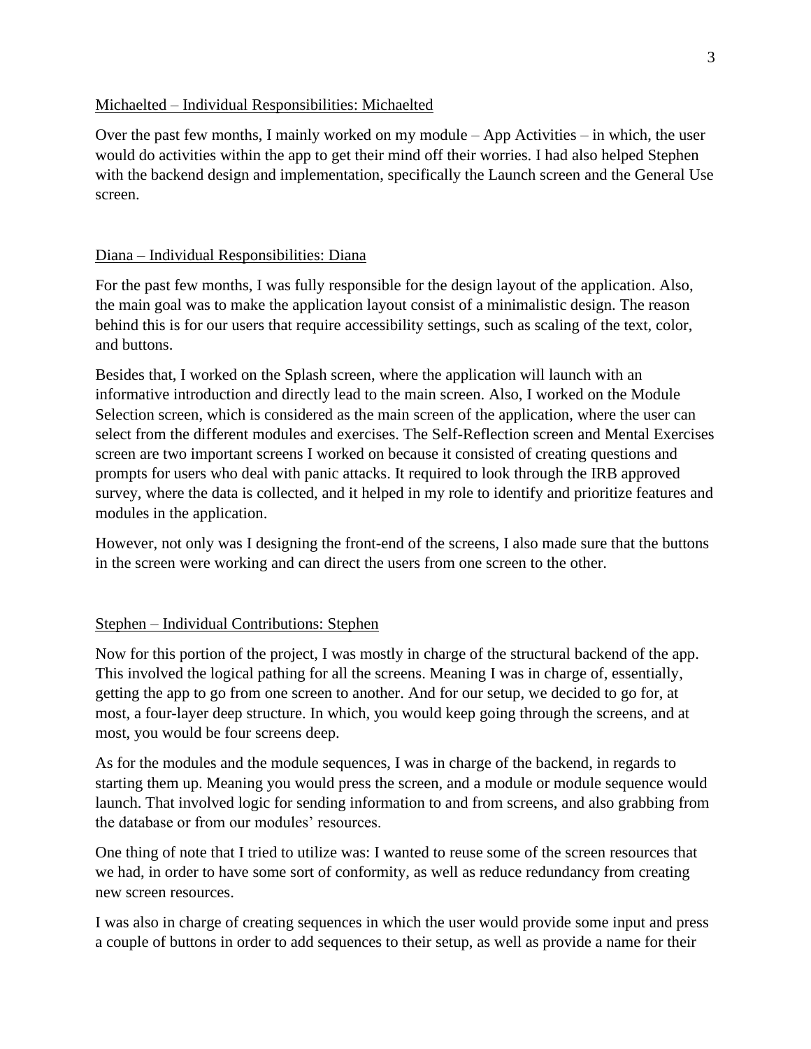<u>Michaelted – Individual Responsibilities: Michaelted</u>

Over the past few months, I mainly worked on my module – App Activities – in which, the user would do activities within the app to get their mind off their worries. I had also helped Stephen with the backend design and implementation, specifically the Launch screen and the General Use screen.

<u>Diana – Individual Responsibilities: Diana</u>

For the past few months, I was fully responsible for the design layout of the application. Also, the main goal was to make the application layout consist of a minimalistic design. The reason behind this is for our users that require accessibility settings, such as scaling of the text, color, and buttons.

Besides that, I worked on the Splash screen, where the application will launch with an informative introduction and directly lead to the main screen. Also, I worked on the Module Selection screen, which is considered as the main screen of the application, where the user can select from the different modules and exercises. The Self-Reflection screen and Mental Exercises screen are two important screens I worked on because it consisted of creating questions and prompts for users who deal with panic attacks. It required to look through the IRB approved survey, where the data is collected, and it helped in my role to identify and prioritize features and modules in the application.

However, not only was I designing the front-end of the screens, I also made sure that the buttons in the screen were working and can direct the users from one screen to the other.

<u>Stephen – Individual Contributions: Stephen</u>

Now for this portion of the project, I was mostly in charge of the structural backend of the app. This involved the logical pathing for all the screens. Meaning I was in charge of, essentially, getting the app to go from one screen to another. And for our setup, we decided to go for, at most, a four-layer deep structure. In which, you would keep going through the screens, and at most, you would be four screens deep.

As for the modules and the module sequences, I was in charge of the backend, in regards to starting them up. Meaning you would press the screen, and a module or module sequence would launch. That involved logic for sending information to and from screens, and also grabbing from the database or from our modules' resources.

One thing of note that I tried to utilize was: I wanted to reuse some of the screen resources that we had, in order to have some sort of conformity, as well as reduce redundancy from creating new screen resources.

I was also in charge of creating sequences in which the user would provide some input and press a couple of buttons in order to add sequences to their setup, as well as provide a name for their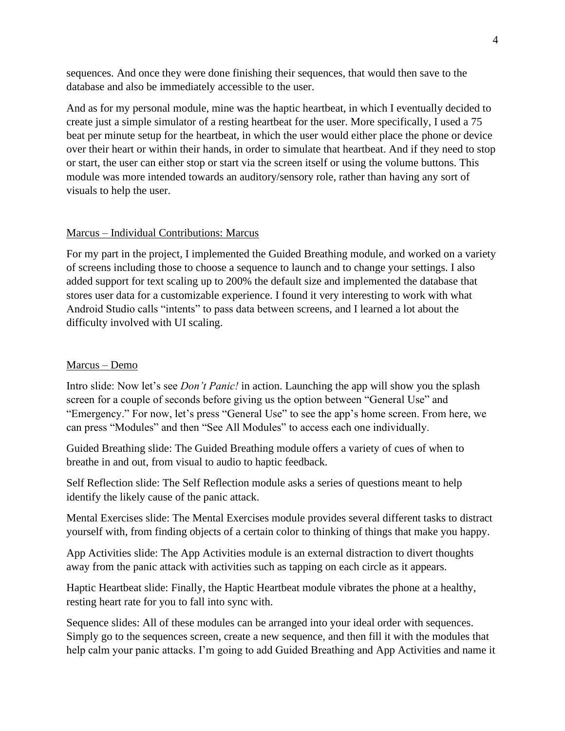sequences. And once they were done finishing their sequences, that would then save to the database and also be immediately accessible to the user.

And as for my personal module, mine was the haptic heartbeat, in which I eventually decided to create just a simple simulator of a resting heartbeat for the user. More specifically, I used a 75 beat per minute setup for the heartbeat, in which the user would either place the phone or device over their heart or within their hands, in order to simulate that heartbeat. And if they need to stop or start, the user can either stop or start via the screen itself or using the volume buttons. This module was more intended towards an auditory/sensory role, rather than having any sort of visuals to help the user.

### Marcus – Individual Contributions: Marcus

For my part in the project, I implemented the Guided Breathing module, and worked on a variety of screens including those to choose a sequence to launch and to change your settings. I also added support for text scaling up to 200% the default size and implemented the database that stores user data for a customizable experience. I found it very interesting to work with what Android Studio calls "intents" to pass data between screens, and I learned a lot about the difficulty involved with UI scaling.

### Marcus – Demo

Intro slide: Now let's see *Don't Panic!* in action. Launching the app will show you the splash screen for a couple of seconds before giving us the option between "General Use" and "Emergency." For now, let's press "General Use" to see the app's home screen. From here, we can press "Modules" and then "See All Modules" to access each one individually.

Guided Breathing slide: The Guided Breathing module offers a variety of cues of when to breathe in and out, from visual to audio to haptic feedback.

Self Reflection slide: The Self Reflection module asks a series of questions meant to help identify the likely cause of the panic attack.

Mental Exercises slide: The Mental Exercises module provides several different tasks to distract yourself with, from finding objects of a certain color to thinking of things that make you happy.

App Activities slide: The App Activities module is an external distraction to divert thoughts away from the panic attack with activities such as tapping on each circle as it appears.

Haptic Heartbeat slide: Finally, the Haptic Heartbeat module vibrates the phone at a healthy, resting heart rate for you to fall into sync with.

Sequence slides: All of these modules can be arranged into your ideal order with sequences. Simply go to the sequences screen, create a new sequence, and then fill it with the modules that help calm your panic attacks. I'm going to add Guided Breathing and App Activities and name it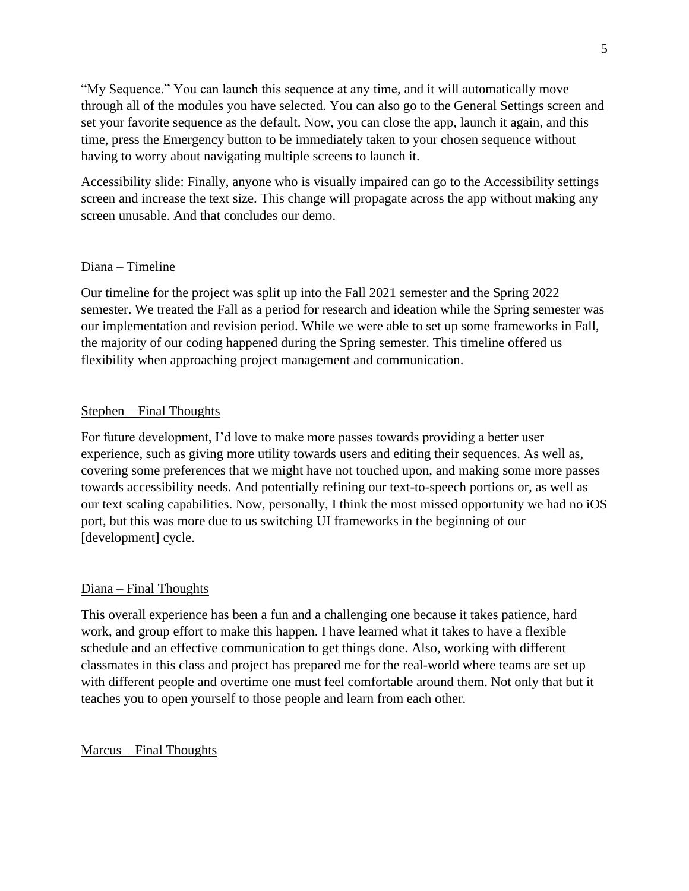"My Sequence." You can launch this sequence at any time, and it will automatically move through all of the modules you have selected. You can also go to the General Settings screen and set your favorite sequence as the default. Now, you can close the app, launch it again, and this time, press the Emergency button to be immediately taken to your chosen sequence without having to worry about navigating multiple screens to launch it.

Accessibility slide: Finally, anyone who is visually impaired can go to the Accessibility settings screen and increase the text size. This change will propagate across the app without making any screen unusable. And that concludes our demo.

<u>Diana – Timeline</u>

Our timeline for the project was split up into the Fall 2021 semester and the Spring 2022 semester. We treated the Fall as a period for research and ideation while the Spring semester was our implementation and revision period. While we were able to set up some frameworks in Fall, the majority of our coding happened during the Spring semester. This timeline offered us flexibility when approaching project management and communication.

<u>Stephen – Final Thoughts</u>

For future development, I'd love to make more passes towards providing a better user experience, such as giving more utility towards users and editing their sequences. As well as, covering some preferences that we might have not touched upon, and making some more passes towards accessibility needs. And potentially refining our text-to-speech portions or, as well as our text scaling capabilities. Now, personally, I think the most missed opportunity we had no iOS port, but this was more due to us switching UI frameworks in the beginning of our [development] cycle.

<u>Diana – Final Thoughts</u>

This overall experience has been a fun and a challenging one because it takes patience, hard work, and group effort to make this happen. I have learned what it takes to have a flexible schedule and an effective communication to get things done. Also, working with different classmates in this class and project has prepared me for the real-world where teams are set up with different people and overtime one must feel comfortable around them. Not only that but it teaches you to open yourself to those people and learn from each other.

<u>Marcus – Final Thoughts</u>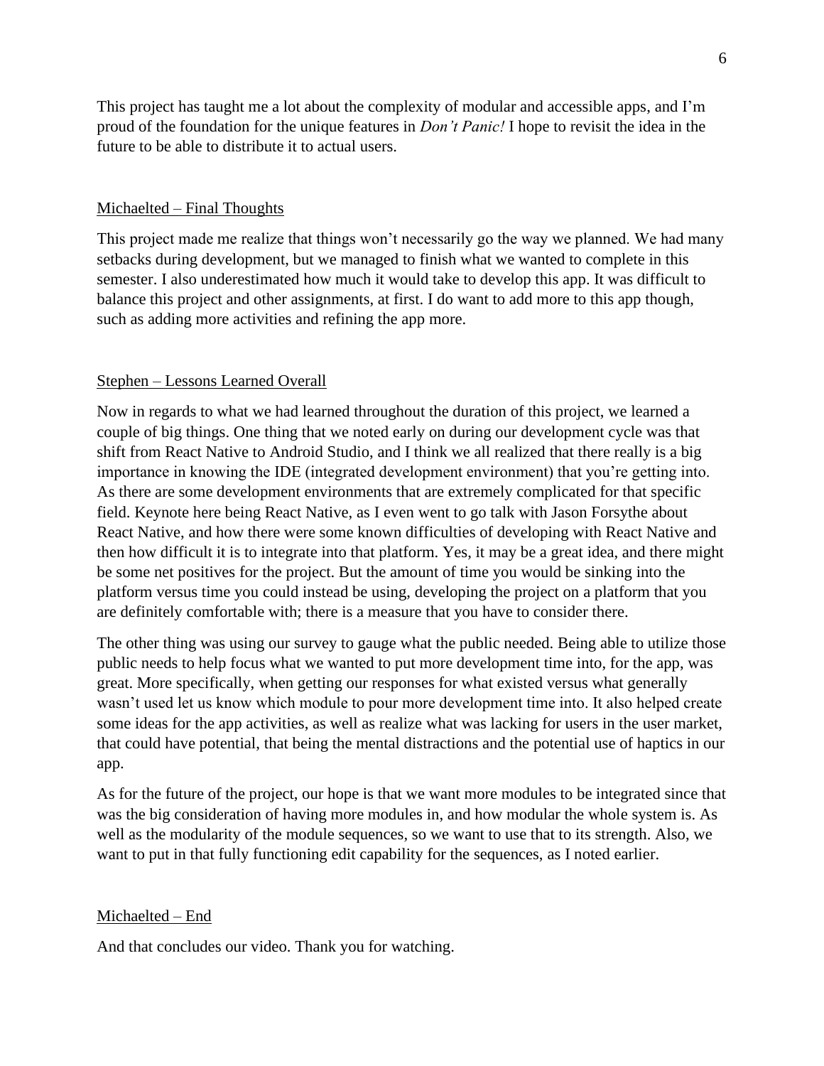This project has taught me a lot about the complexity of modular and accessible apps, and I'm proud of the foundation for the unique features in *Don't Panic!* I hope to revisit the idea in the future to be able to distribute it to actual users.

Michaelted – Final Thoughts

This project made me realize that things won't necessarily go the way we planned. We had many setbacks during development, but we managed to finish what we wanted to complete in this semester. I also underestimated how much it would take to develop this app. It was difficult to balance this project and other assignments, at first. I do want to add more to this app though, such as adding more activities and refining the app more.

Stephen – Lessons Learned Overall

Now in regards to what we had learned throughout the duration of this project, we learned a couple of big things. One thing that we noted early on during our development cycle was that shift from React Native to Android Studio, and I think we all realized that there really is a big importance in knowing the IDE (integrated development environment) that you're getting into. As there are some development environments that are extremely complicated for that specific field. Keynote here being React Native, as I even went to go talk with Jason Forsythe about React Native, and how there were some known difficulties of developing with React Native and then how difficult it is to integrate into that platform. Yes, it may be a great idea, and there might be some net positives for the project. But the amount of time you would be sinking into the platform versus time you could instead be using, developing the project on a platform that you are definitely comfortable with; there is a measure that you have to consider there.

The other thing was using our survey to gauge what the public needed. Being able to utilize those public needs to help focus what we wanted to put more development time into, for the app, was great. More specifically, when getting our responses for what existed versus what generally wasn't used let us know which module to pour more development time into. It also helped create some ideas for the app activities, as well as realize what was lacking for users in the user market, that could have potential, that being the mental distractions and the potential use of haptics in our app.

As for the future of the project, our hope is that we want more modules to be integrated since that was the big consideration of having more modules in, and how modular the whole system is. As well as the modularity of the module sequences, so we want to use that to its strength. Also, we want to put in that fully functioning edit capability for the sequences, as I noted earlier.

Michaelted – End

And that concludes our video. Thank you for watching.